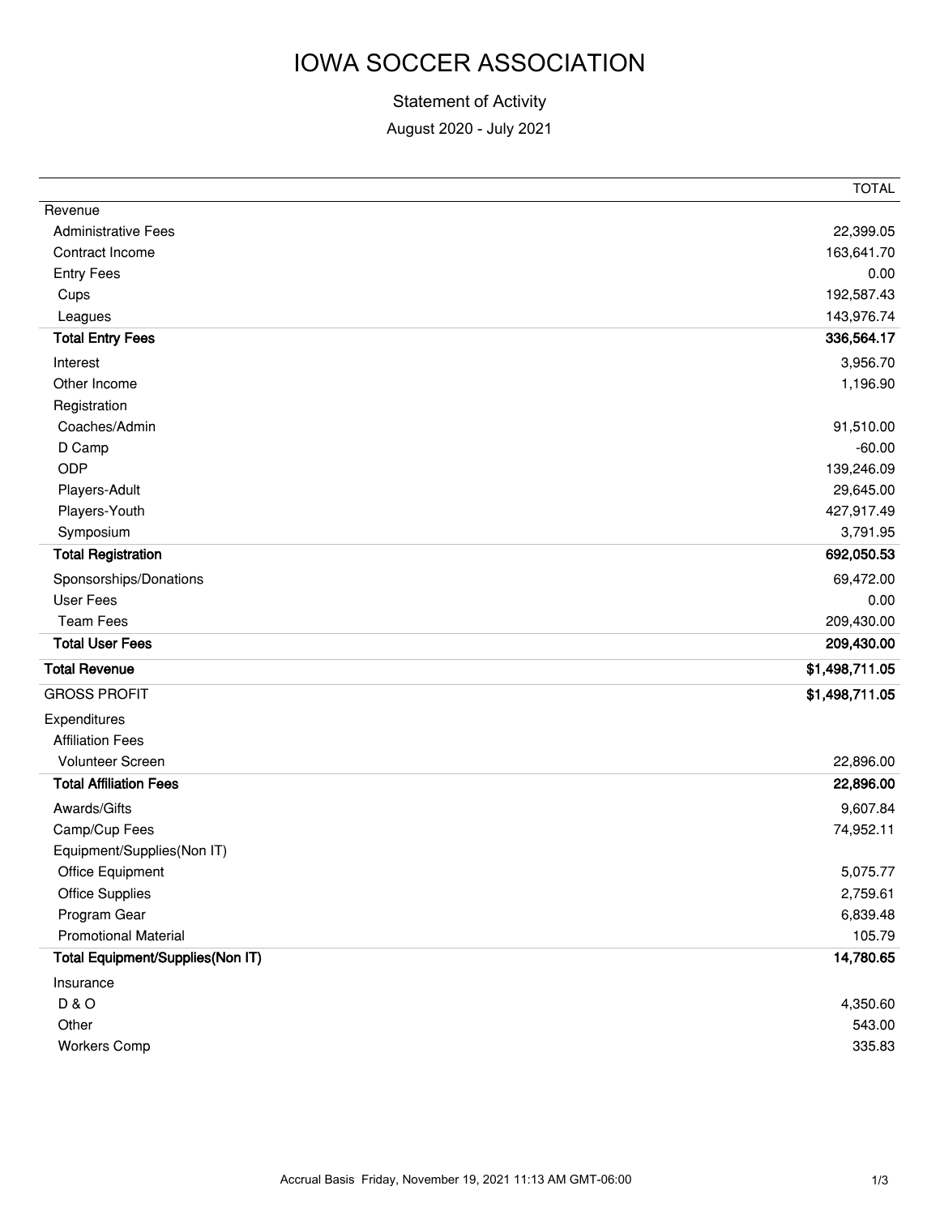# IOWA SOCCER ASSOCIATION

Statement of Activity

August 2020 - July 2021

| | TOTAL |
|---|---|
| Revenue | |
| Administrative Fees | 22,399.05 |
| Contract Income | 163,641.70 |
| Entry Fees | 0.00 |
| Cups | 192,587.43 |
| Leagues | 143,976.74 |
| **Total Entry Fees** | **336,564.17** |
| Interest | 3,956.70 |
| Other Income | 1,196.90 |
| Registration | |
| Coaches/Admin | 91,510.00 |
| D Camp | -60.00 |
| ODP | 139,246.09 |
| Players-Adult | 29,645.00 |
| Players-Youth | 427,917.49 |
| Symposium | 3,791.95 |
| **Total Registration** | **692,050.53** |
| Sponsorships/Donations | 69,472.00 |
| User Fees | 0.00 |
| Team Fees | 209,430.00 |
| **Total User Fees** | **209,430.00** |
| **Total Revenue** | **$1,498,711.05** |
| GROSS PROFIT | **$1,498,711.05** |
| Expenditures | |
| Affiliation Fees | |
| Volunteer Screen | 22,896.00 |
| **Total Affiliation Fees** | **22,896.00** |
| Awards/Gifts | 9,607.84 |
| Camp/Cup Fees | 74,952.11 |
| Equipment/Supplies(Non IT) | |
| Office Equipment | 5,075.77 |
| Office Supplies | 2,759.61 |
| Program Gear | 6,839.48 |
| Promotional Material | 105.79 |
| **Total Equipment/Supplies(Non IT)** | **14,780.65** |
| Insurance | |
| D & O | 4,350.60 |
| Other | 543.00 |
| Workers Comp | 335.83 |

Accrual Basis Friday, November 19, 2021 11:13 AM GMT-06:00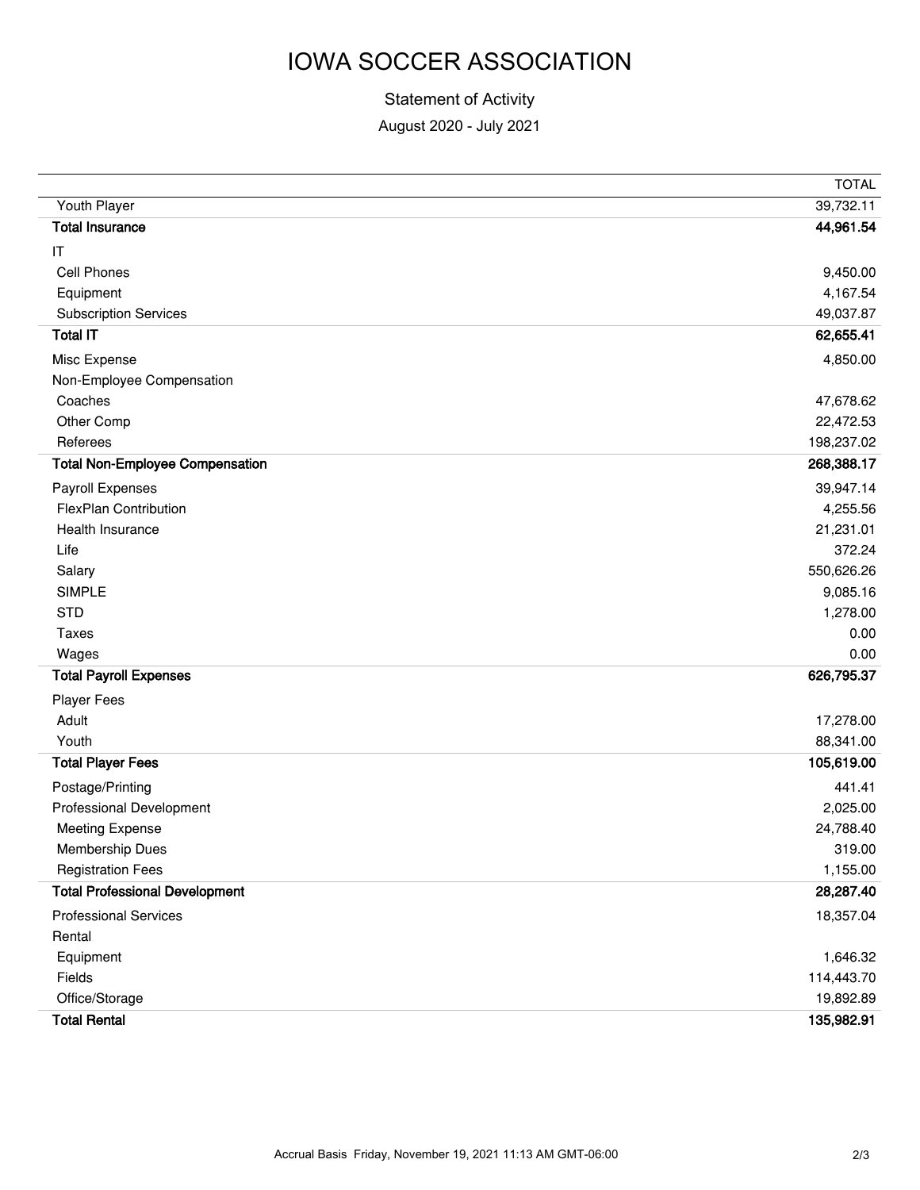# IOWA SOCCER ASSOCIATION

Statement of Activity

August 2020 - July 2021

| | TOTAL |
|---|---|
| Youth Player | 39,732.11 |
| **Total Insurance** | **44,961.54** |
| IT | |
| Cell Phones | 9,450.00 |
| Equipment | 4,167.54 |
| Subscription Services | 49,037.87 |
| **Total IT** | **62,655.41** |
| Misc Expense | 4,850.00 |
| Non-Employee Compensation | |
| Coaches | 47,678.62 |
| Other Comp | 22,472.53 |
| Referees | 198,237.02 |
| **Total Non-Employee Compensation** | **268,388.17** |
| Payroll Expenses | 39,947.14 |
| FlexPlan Contribution | 4,255.56 |
| Health Insurance | 21,231.01 |
| Life | 372.24 |
| Salary | 550,626.26 |
| SIMPLE | 9,085.16 |
| STD | 1,278.00 |
| Taxes | 0.00 |
| Wages | 0.00 |
| **Total Payroll Expenses** | **626,795.37** |
| Player Fees | |
| Adult | 17,278.00 |
| Youth | 88,341.00 |
| **Total Player Fees** | **105,619.00** |
| Postage/Printing | 441.41 |
| Professional Development | 2,025.00 |
| Meeting Expense | 24,788.40 |
| Membership Dues | 319.00 |
| Registration Fees | 1,155.00 |
| **Total Professional Development** | **28,287.40** |
| Professional Services | 18,357.04 |
| Rental | |
| Equipment | 1,646.32 |
| Fields | 114,443.70 |
| Office/Storage | 19,892.89 |
| **Total Rental** | **135,982.91** |

Accrual Basis Friday, November 19, 2021 11:13 AM GMT-06:00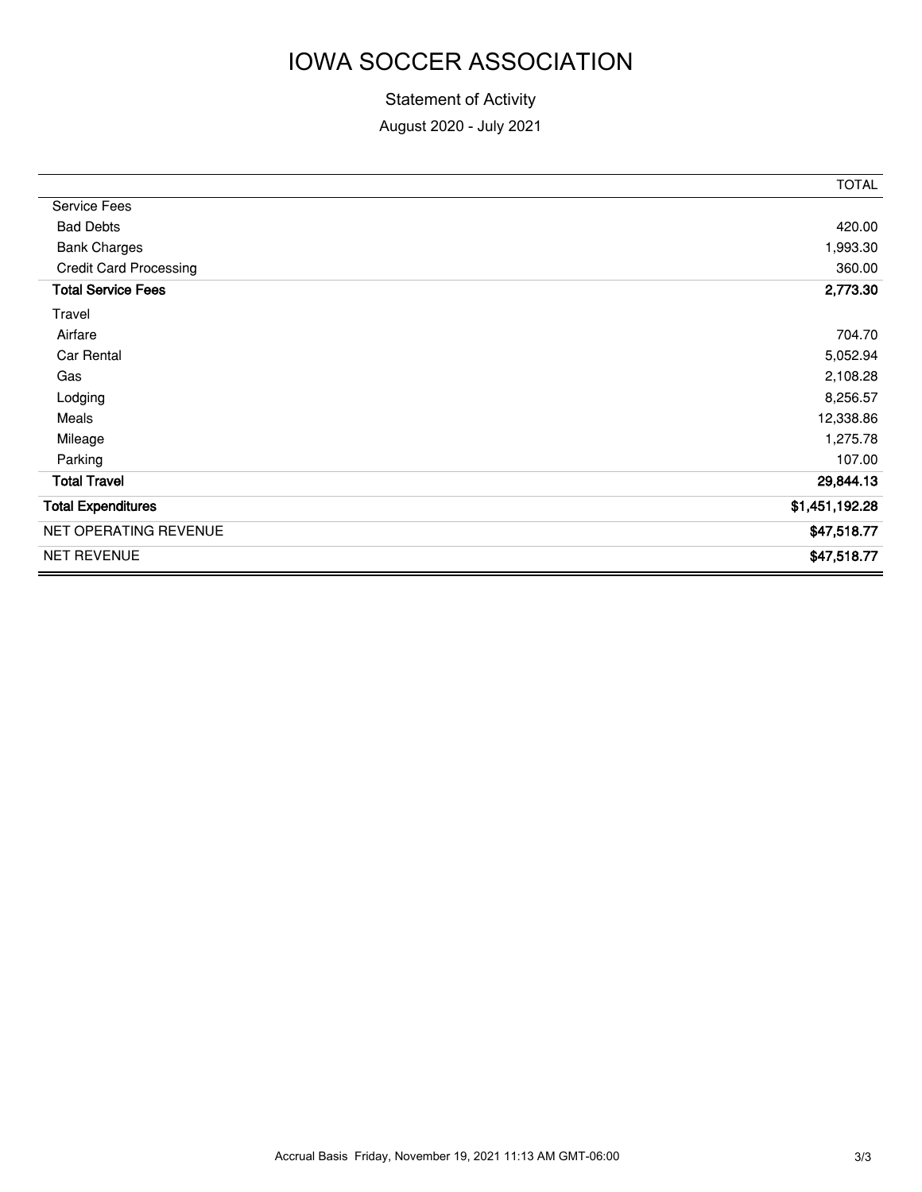# IOWA SOCCER ASSOCIATION

Statement of Activity

August 2020 - July 2021

| | TOTAL |
|---|---|
| Service Fees | |
| Bad Debts | 420.00 |
| Bank Charges | 1,993.30 |
| Credit Card Processing | 360.00 |
| **Total Service Fees** | **2,773.30** |
| Travel | |
| Airfare | 704.70 |
| Car Rental | 5,052.94 |
| Gas | 2,108.28 |
| Lodging | 8,256.57 |
| Meals | 12,338.86 |
| Mileage | 1,275.78 |
| Parking | 107.00 |
| **Total Travel** | **29,844.13** |
| **Total Expenditures** | **$1,451,192.28** |
| NET OPERATING REVENUE | **$47,518.77** |
| NET REVENUE | **$47,518.77** |

Accrual Basis Friday, November 19, 2021 11:13 AM GMT-06:00